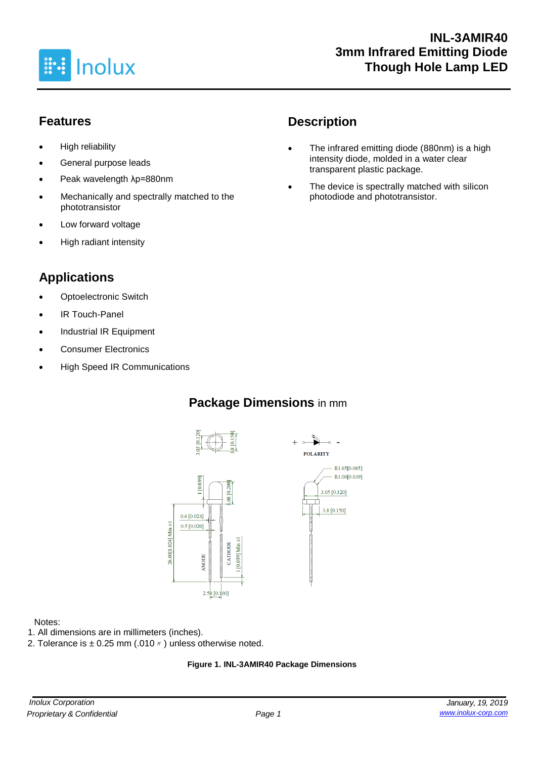# INL-3AMIR40
# 3mm Infrared Emitting Diode Though Hole Lamp LED

## Features

- High reliability
- General purpose leads
- Peak wavelength λp=880nm
- Mechanically and spectrally matched to the phototransistor
- Low forward voltage
- High radiant intensity

## Description

- The infrared emitting diode (880nm) is a high intensity diode, molded in a water clear transparent plastic package.
- The device is spectrally matched with silicon photodiode and phototransistor.

## Applications

- Optoelectronic Switch
- IR Touch-Panel
- Industrial IR Equipment
- Consumer Electronics
- High Speed IR Communications

## Package Dimensions in mm

Notes:
1. All dimensions are in millimeters (inches).
2. Tolerance is ± 0.25 mm (.010〃) unless otherwise noted.

**Figure 1. INL-3AMIR40 Package Dimensions**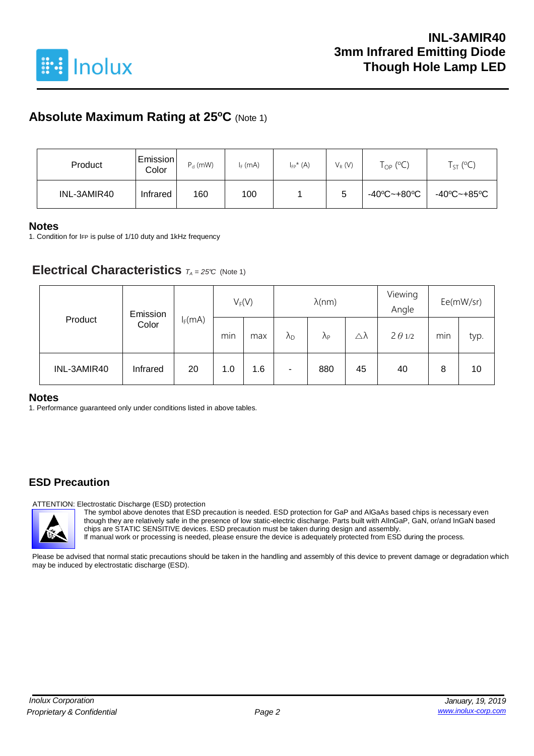## Absolute Maximum Rating at 25ºC (Note 1)

| Product | Emission Color | $P_d$ (mW) | $I_F$ (mA) | $I_{FP}$* (A) | $V_R$ (V) | $T_{OP}$ (ºC) | $T_{ST}$ (ºC) |
|---|---|---|---|---|---|---|---|
| INL-3AMIR40 | Infrared | 160 | 100 | 1 | 5 | -40ºC~+80ºC | -40ºC~+85ºC |

### Notes

1. Condition for IFP is pulse of 1/10 duty and 1kHz frequency

## Electrical Characteristics $T_A = 25℃$ (Note 1)

| Product | Emission Color | $I_F$(mA) | $V_F$(V) | | λ(nm) | | | Viewing Angle | Ee(mW/sr) | |
|---|---|---|---|---|---|---|---|---|---|---|
| | | | min | max | $\lambda_D$ | $\lambda_P$ | △λ | $2\theta_{1/2}$ | min | typ. |
| INL-3AMIR40 | Infrared | 20 | 1.0 | 1.6 | - | 880 | 45 | 40 | 8 | 10 |

### Notes

1. Performance guaranteed only under conditions listed in above tables.

## ESD Precaution

ATTENTION: Electrostatic Discharge (ESD) protection

The symbol above denotes that ESD precaution is needed. ESD protection for GaP and AlGaAs based chips is necessary even though they are relatively safe in the presence of low static-electric discharge. Parts built with AlInGaP, GaN, or/and InGaN based chips are STATIC SENSITIVE devices. ESD precaution must be taken during design and assembly.

If manual work or processing is needed, please ensure the device is adequately protected from ESD during the process.

Please be advised that normal static precautions should be taken in the handling and assembly of this device to prevent damage or degradation which may be induced by electrostatic discharge (ESD).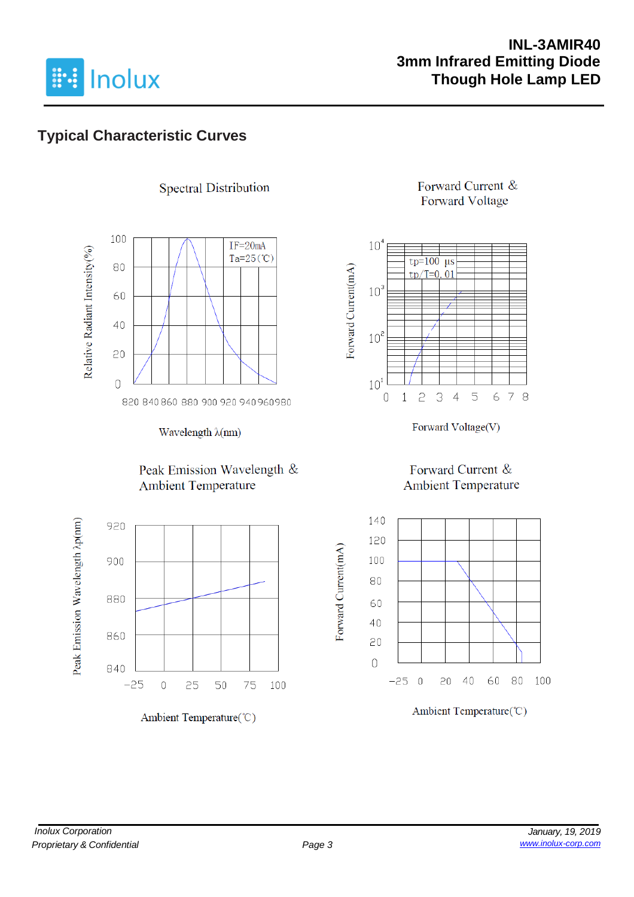## Typical Characteristic Curves

Spectral Distribution

IF=20mA
Ta=25(℃)

Relative Radiant Intensity(%)

100, 80, 60, 40, 20, 0

820 840 860 880 900 920 940 960 980

Wavelength λ(nm)

Forward Current & Forward Voltage

tp=100 μs
tp/T=0.01

Forward Current(mA)

$10^4$, $10^3$, $10^2$, $10^1$

0 1 2 3 4 5 6 7 8

Forward Voltage(V)

Peak Emission Wavelength & Ambient Temperature

Peak Emission Wavelength λp(nm)

920, 900, 880, 860, 840

-25 0 25 50 75 100

Ambient Temperature(℃)

Forward Current & Ambient Temperature

Forward Current(mA)

140, 120, 100, 80, 60, 40, 20, 0

-25 0 20 40 60 80 100

Ambient Temperature(℃)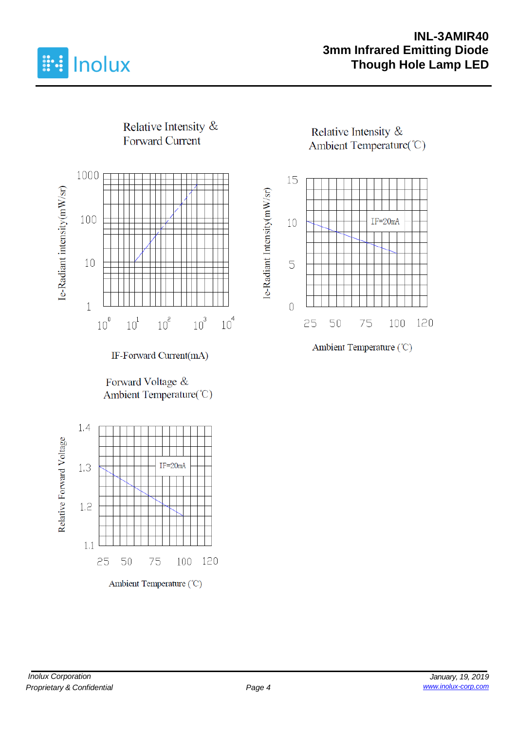Relative Intensity &
Forward Current

Ie-Radiant intensity(mW/sr)

1000

100

10

1

$10^0$ $10^1$ $10^2$ $10^3$ $10^4$

IF-Forward Current(mA)

Relative Intensity &
Ambient Temperature(℃)

Ie-Radiant Intensity(mW/sr)

15

10

5

0

IF=20mA

25 50 75 100 120

Ambient Temperature (℃)

Forward Voltage &
Ambient Temperature(℃)

Relative Forward Voltage

1.4

1.3

1.2

1.1

IF=20mA

25 50 75 100 120

Ambient Temperature (℃)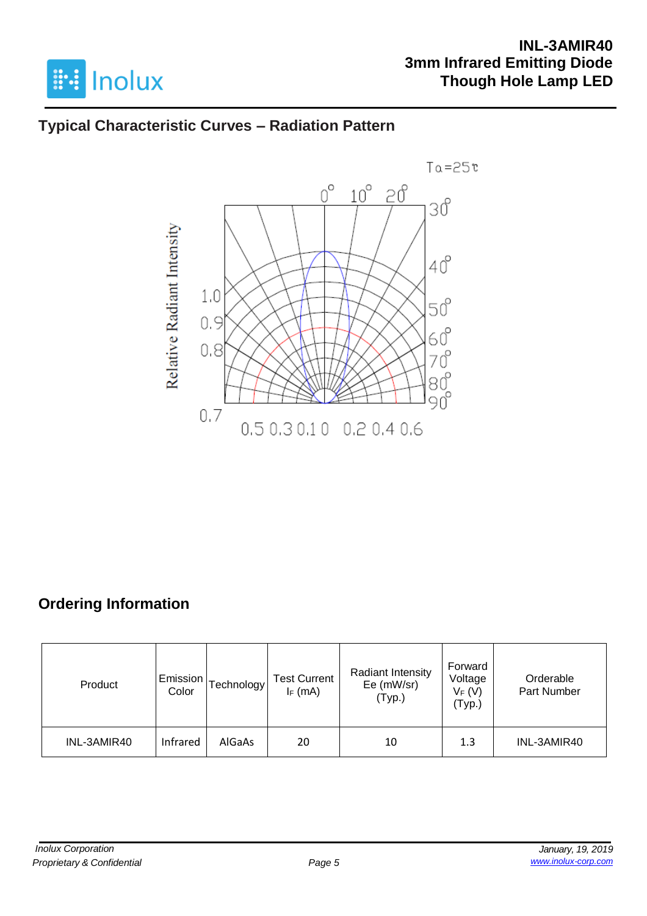## Typical Characteristic Curves – Radiation Pattern

Ta=25℃

Relative Radiant Intensity

0° 10° 20° 30° 40° 50° 60° 70° 80° 90°

1.0 0.9 0.8 0.7

0.5 0.3 0.1 0 0.2 0.4 0.6

## Ordering Information

| Product | Emission Color | Technology | Test Current $I_F$ (mA) | Radiant Intensity Ee (mW/sr) (Typ.) | Forward Voltage $V_F$ (V) (Typ.) | Orderable Part Number |
|---|---|---|---|---|---|---|
| INL-3AMIR40 | Infrared | AlGaAs | 20 | 10 | 1.3 | INL-3AMIR40 |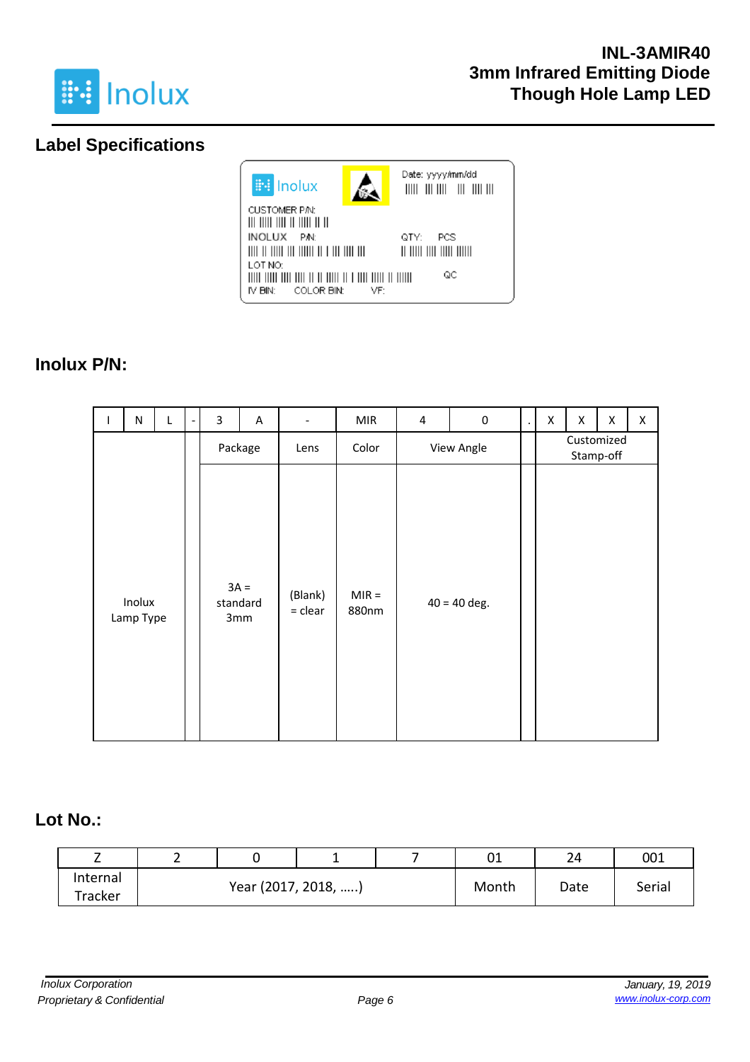## Label Specifications

Inolux

Date: yyyy/mm/dd

CUSTOMER P/N:

INOLUX P/N:

QTY: PCS

LOT NO:

QC

IV BIN: COLOR BIN: VF:

## Inolux P/N:

| I | N | L | - | 3 | A | - | MIR | 4 | 0 | . | X | X | X | X |
|---|---|---|---|---|---|---|---|---|---|---|---|---|---|---|
| Inolux Lamp Type | | | | Package | | Lens | Color | View Angle | | | Customized Stamp-off | | | |
| | | | | 3A = standard 3mm | | (Blank) = clear | MIR = 880nm | 40 = 40 deg. | | | | | | |

## Lot No.:

| Z | 2 | 0 | 1 | 7 | 01 | 24 | 001 |
|---|---|---|---|---|---|---|---|
| Internal Tracker | Year (2017, 2018, …..) | | | | Month | Date | Serial |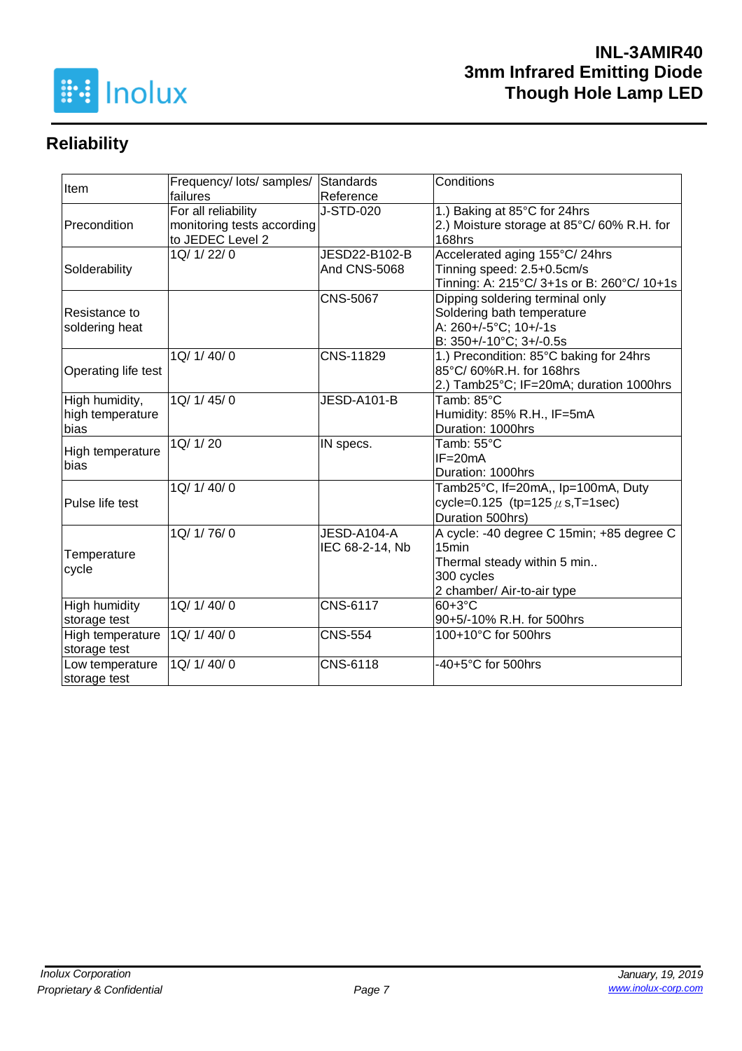## Reliability

| Item | Frequency/ lots/ samples/ failures | Standards Reference | Conditions |
|---|---|---|---|
| Precondition | For all reliability monitoring tests according to JEDEC Level 2 | J-STD-020 | 1.) Baking at 85°C for 24hrs<br>2.) Moisture storage at 85°C/ 60% R.H. for 168hrs |
| Solderability | 1Q/ 1/ 22/ 0 | JESD22-B102-B And CNS-5068 | Accelerated aging 155°C/ 24hrs<br>Tinning speed: 2.5+0.5cm/s<br>Tinning: A: 215°C/ 3+1s or B: 260°C/ 10+1s |
| Resistance to soldering heat | | CNS-5067 | Dipping soldering terminal only<br>Soldering bath temperature<br>A: 260+/-5°C; 10+/-1s<br>B: 350+/-10°C; 3+/-0.5s |
| Operating life test | 1Q/ 1/ 40/ 0 | CNS-11829 | 1.) Precondition: 85°C baking for 24hrs 85°C/ 60%R.H. for 168hrs<br>2.) Tamb25°C; IF=20mA; duration 1000hrs |
| High humidity, high temperature bias | 1Q/ 1/ 45/ 0 | JESD-A101-B | Tamb: 85°C<br>Humidity: 85% R.H., IF=5mA<br>Duration: 1000hrs |
| High temperature bias | 1Q/ 1/ 20 | IN specs. | Tamb: 55°C<br>IF=20mA<br>Duration: 1000hrs |
| Pulse life test | 1Q/ 1/ 40/ 0 | | Tamb25°C, If=20mA,, Ip=100mA, Duty cycle=0.125 (tp=125 μ s,T=1sec)<br>Duration 500hrs) |
| Temperature cycle | 1Q/ 1/ 76/ 0 | JESD-A104-A IEC 68-2-14, Nb | A cycle: -40 degree C 15min; +85 degree C 15min<br>Thermal steady within 5 min..<br>300 cycles<br>2 chamber/ Air-to-air type |
| High humidity storage test | 1Q/ 1/ 40/ 0 | CNS-6117 | 60+3°C<br>90+5/-10% R.H. for 500hrs |
| High temperature storage test | 1Q/ 1/ 40/ 0 | CNS-554 | 100+10°C for 500hrs |
| Low temperature storage test | 1Q/ 1/ 40/ 0 | CNS-6118 | -40+5°C for 500hrs |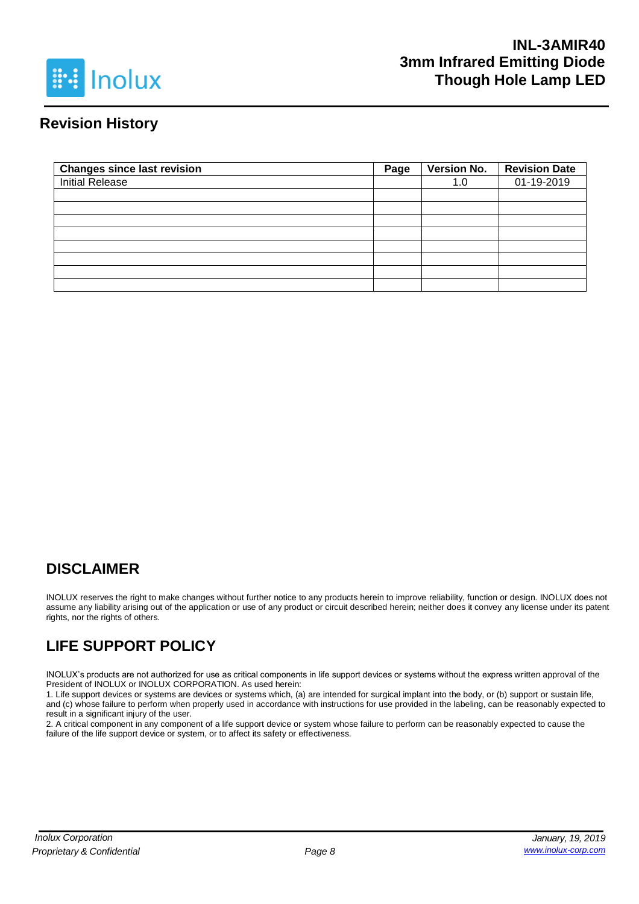## Revision History

| Changes since last revision | Page | Version No. | Revision Date |
|---|---|---|---|
| Initial Release | | 1.0 | 01-19-2019 |
| | | | |
| | | | |
| | | | |
| | | | |
| | | | |
| | | | |
| | | | |
| | | | |

## DISCLAIMER

INOLUX reserves the right to make changes without further notice to any products herein to improve reliability, function or design. INOLUX does not assume any liability arising out of the application or use of any product or circuit described herein; neither does it convey any license under its patent rights, nor the rights of others.

## LIFE SUPPORT POLICY

INOLUX's products are not authorized for use as critical components in life support devices or systems without the express written approval of the President of INOLUX or INOLUX CORPORATION. As used herein:

1. Life support devices or systems are devices or systems which, (a) are intended for surgical implant into the body, or (b) support or sustain life, and (c) whose failure to perform when properly used in accordance with instructions for use provided in the labeling, can be reasonably expected to result in a significant injury of the user.
2. A critical component in any component of a life support device or system whose failure to perform can be reasonably expected to cause the failure of the life support device or system, or to affect its safety or effectiveness.